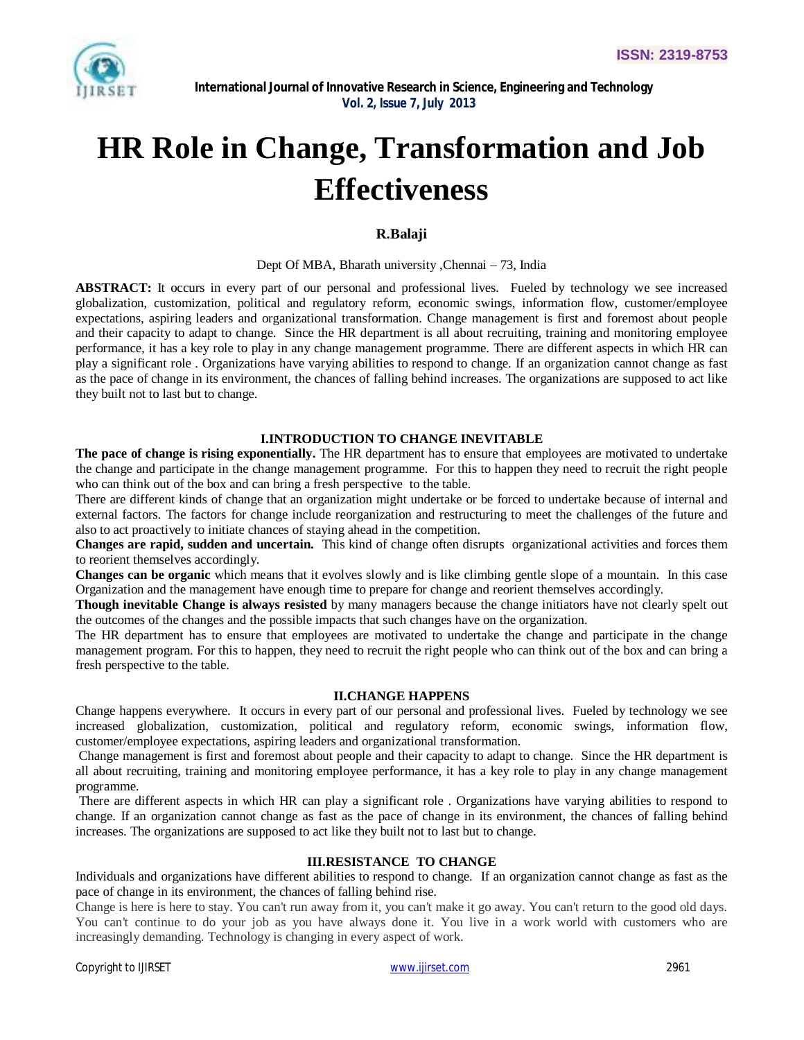# HR Role in Change, Transformation and Job Effectiveness

**R.Balaji**

Dept Of MBA, Bharath university ,Chennai – 73, India

**ABSTRACT:** It occurs in every part of our personal and professional lives. Fueled by technology we see increased globalization, customization, political and regulatory reform, economic swings, information flow, customer/employee expectations, aspiring leaders and organizational transformation. Change management is first and foremost about people and their capacity to adapt to change. Since the HR department is all about recruiting, training and monitoring employee performance, it has a key role to play in any change management programme. There are different aspects in which HR can play a significant role . Organizations have varying abilities to respond to change. If an organization cannot change as fast as the pace of change in its environment, the chances of falling behind increases. The organizations are supposed to act like they built not to last but to change.

## I.INTRODUCTION TO CHANGE INEVITABLE

**The pace of change is rising exponentially.** The HR department has to ensure that employees are motivated to undertake the change and participate in the change management programme. For this to happen they need to recruit the right people who can think out of the box and can bring a fresh perspective to the table.

There are different kinds of change that an organization might undertake or be forced to undertake because of internal and external factors. The factors for change include reorganization and restructuring to meet the challenges of the future and also to act proactively to initiate chances of staying ahead in the competition.

**Changes are rapid, sudden and uncertain.** This kind of change often disrupts organizational activities and forces them to reorient themselves accordingly.

**Changes can be organic** which means that it evolves slowly and is like climbing gentle slope of a mountain. In this case Organization and the management have enough time to prepare for change and reorient themselves accordingly.

**Though inevitable Change is always resisted** by many managers because the change initiators have not clearly spelt out the outcomes of the changes and the possible impacts that such changes have on the organization.

The HR department has to ensure that employees are motivated to undertake the change and participate in the change management program. For this to happen, they need to recruit the right people who can think out of the box and can bring a fresh perspective to the table.

## II.CHANGE HAPPENS

Change happens everywhere. It occurs in every part of our personal and professional lives. Fueled by technology we see increased globalization, customization, political and regulatory reform, economic swings, information flow, customer/employee expectations, aspiring leaders and organizational transformation.

Change management is first and foremost about people and their capacity to adapt to change. Since the HR department is all about recruiting, training and monitoring employee performance, it has a key role to play in any change management programme.

There are different aspects in which HR can play a significant role . Organizations have varying abilities to respond to change. If an organization cannot change as fast as the pace of change in its environment, the chances of falling behind increases. The organizations are supposed to act like they built not to last but to change.

## III.RESISTANCE TO CHANGE

Individuals and organizations have different abilities to respond to change. If an organization cannot change as fast as the pace of change in its environment, the chances of falling behind rise.

Change is here is here to stay. You can't run away from it, you can't make it go away. You can't return to the good old days. You can't continue to do your job as you have always done it. You live in a work world with customers who are increasingly demanding. Technology is changing in every aspect of work.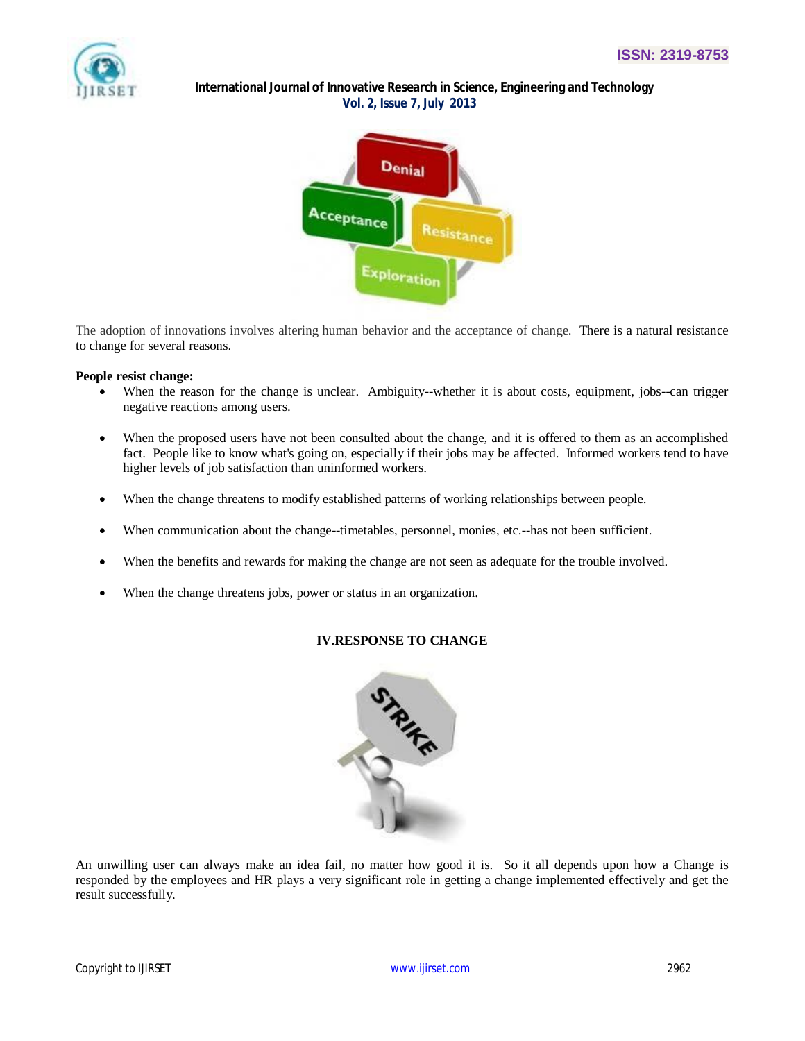The adoption of innovations involves altering human behavior and the acceptance of change. There is a natural resistance to change for several reasons.

**People resist change:**

- When the reason for the change is unclear. Ambiguity--whether it is about costs, equipment, jobs--can trigger negative reactions among users.
- When the proposed users have not been consulted about the change, and it is offered to them as an accomplished fact. People like to know what's going on, especially if their jobs may be affected. Informed workers tend to have higher levels of job satisfaction than uninformed workers.
- When the change threatens to modify established patterns of working relationships between people.
- When communication about the change--timetables, personnel, monies, etc.--has not been sufficient.
- When the benefits and rewards for making the change are not seen as adequate for the trouble involved.
- When the change threatens jobs, power or status in an organization.

## IV.RESPONSE TO CHANGE

An unwilling user can always make an idea fail, no matter how good it is. So it all depends upon how a Change is responded by the employees and HR plays a very significant role in getting a change implemented effectively and get the result successfully.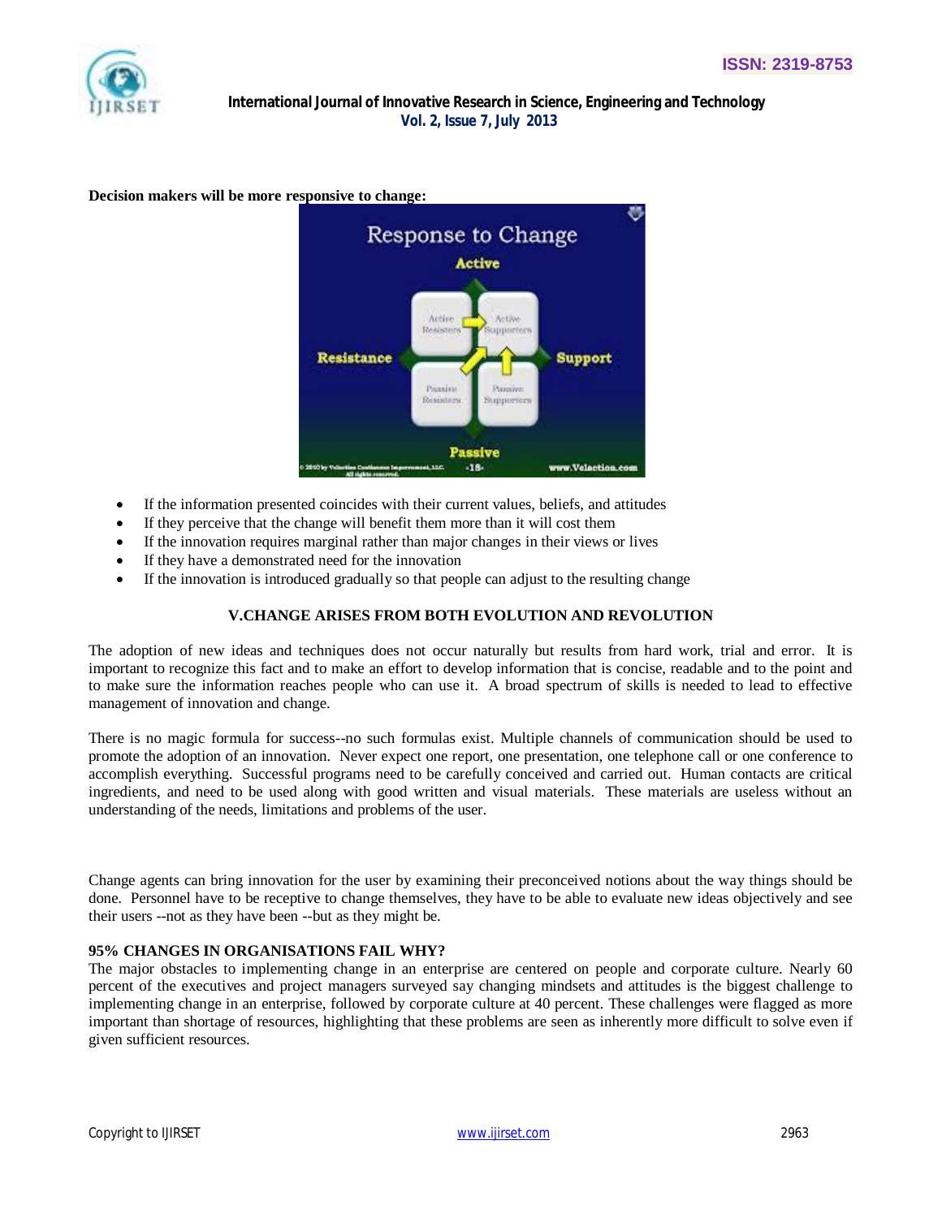**Decision makers will be more responsive to change:**

- If the information presented coincides with their current values, beliefs, and attitudes
- If they perceive that the change will benefit them more than it will cost them
- If the innovation requires marginal rather than major changes in their views or lives
- If they have a demonstrated need for the innovation
- If the innovation is introduced gradually so that people can adjust to the resulting change

## V.CHANGE ARISES FROM BOTH EVOLUTION AND REVOLUTION

The adoption of new ideas and techniques does not occur naturally but results from hard work, trial and error. It is important to recognize this fact and to make an effort to develop information that is concise, readable and to the point and to make sure the information reaches people who can use it. A broad spectrum of skills is needed to lead to effective management of innovation and change.

There is no magic formula for success--no such formulas exist. Multiple channels of communication should be used to promote the adoption of an innovation. Never expect one report, one presentation, one telephone call or one conference to accomplish everything. Successful programs need to be carefully conceived and carried out. Human contacts are critical ingredients, and need to be used along with good written and visual materials. These materials are useless without an understanding of the needs, limitations and problems of the user.

Change agents can bring innovation for the user by examining their preconceived notions about the way things should be done. Personnel have to be receptive to change themselves, they have to be able to evaluate new ideas objectively and see their users --not as they have been --but as they might be.

**95% CHANGES IN ORGANISATIONS FAIL WHY?**

The major obstacles to implementing change in an enterprise are centered on people and corporate culture. Nearly 60 percent of the executives and project managers surveyed say changing mindsets and attitudes is the biggest challenge to implementing change in an enterprise, followed by corporate culture at 40 percent. These challenges were flagged as more important than shortage of resources, highlighting that these problems are seen as inherently more difficult to solve even if given sufficient resources.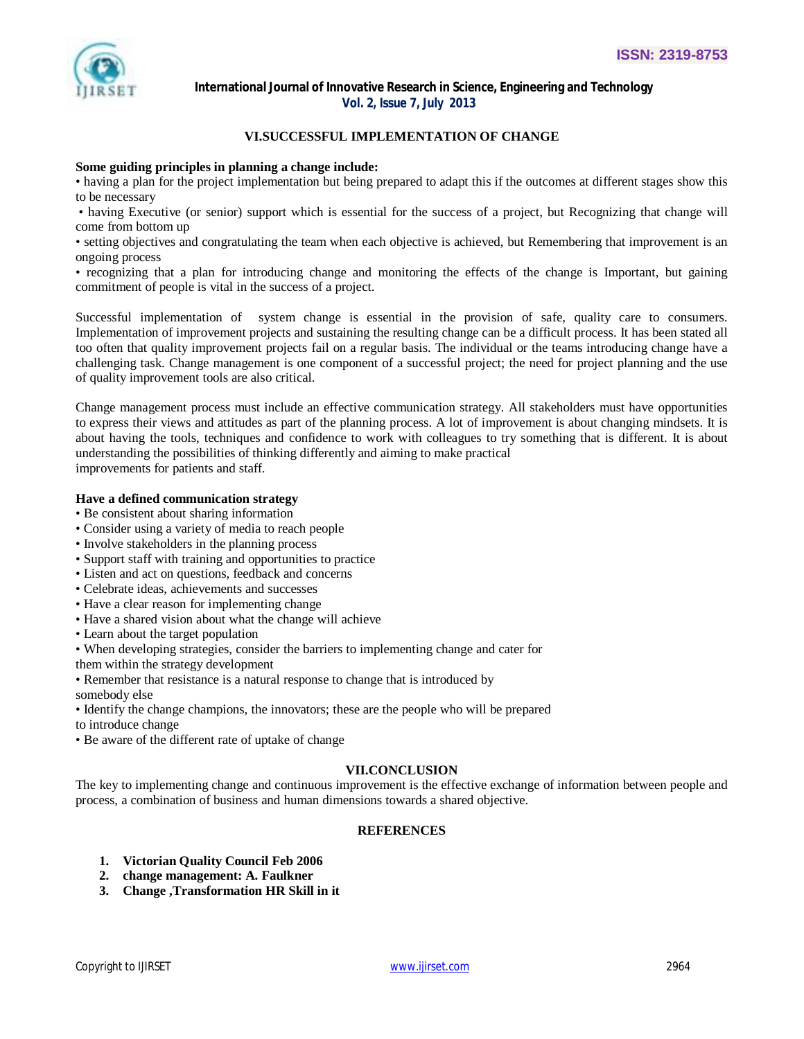## VI.SUCCESSFUL IMPLEMENTATION OF CHANGE

**Some guiding principles in planning a change include:**

• having a plan for the project implementation but being prepared to adapt this if the outcomes at different stages show this to be necessary

• having Executive (or senior) support which is essential for the success of a project, but Recognizing that change will come from bottom up

• setting objectives and congratulating the team when each objective is achieved, but Remembering that improvement is an ongoing process

• recognizing that a plan for introducing change and monitoring the effects of the change is Important, but gaining commitment of people is vital in the success of a project.

Successful implementation of system change is essential in the provision of safe, quality care to consumers. Implementation of improvement projects and sustaining the resulting change can be a difficult process. It has been stated all too often that quality improvement projects fail on a regular basis. The individual or the teams introducing change have a challenging task. Change management is one component of a successful project; the need for project planning and the use of quality improvement tools are also critical.

Change management process must include an effective communication strategy. All stakeholders must have opportunities to express their views and attitudes as part of the planning process. A lot of improvement is about changing mindsets. It is about having the tools, techniques and confidence to work with colleagues to try something that is different. It is about understanding the possibilities of thinking differently and aiming to make practical improvements for patients and staff.

**Have a defined communication strategy**

• Be consistent about sharing information
• Consider using a variety of media to reach people
• Involve stakeholders in the planning process
• Support staff with training and opportunities to practice
• Listen and act on questions, feedback and concerns
• Celebrate ideas, achievements and successes
• Have a clear reason for implementing change
• Have a shared vision about what the change will achieve
• Learn about the target population
• When developing strategies, consider the barriers to implementing change and cater for them within the strategy development
• Remember that resistance is a natural response to change that is introduced by somebody else
• Identify the change champions, the innovators; these are the people who will be prepared to introduce change
• Be aware of the different rate of uptake of change

## VII.CONCLUSION

The key to implementing change and continuous improvement is the effective exchange of information between people and process, a combination of business and human dimensions towards a shared objective.

## REFERENCES

1. **Victorian Quality Council Feb 2006**
2. **change management: A. Faulkner**
3. **Change ,Transformation HR Skill in it**